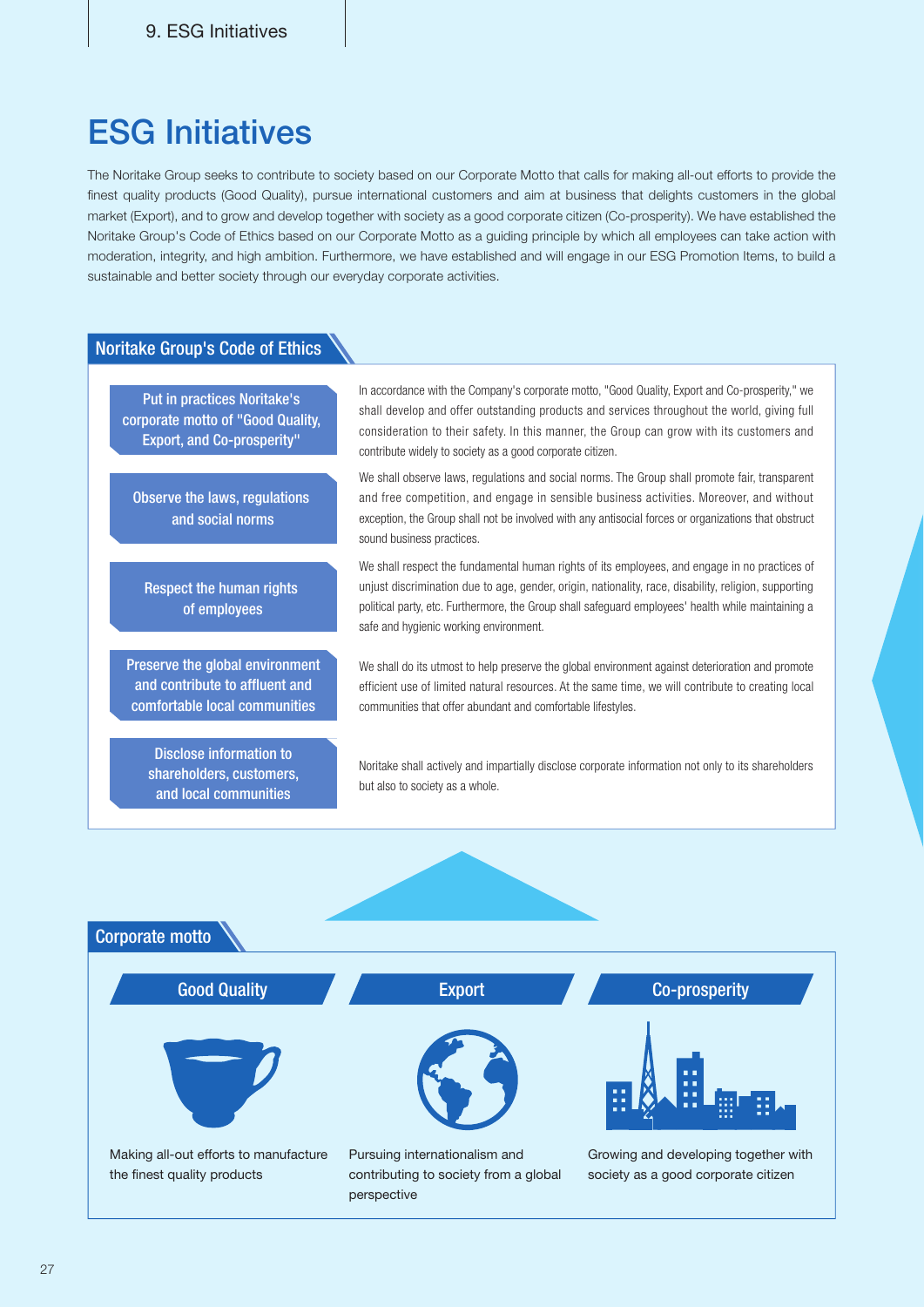# ESG Initiatives

The Noritake Group seeks to contribute to society based on our Corporate Motto that calls for making all-out efforts to provide the finest quality products (Good Quality), pursue international customers and aim at business that delights customers in the global market (Export), and to grow and develop together with society as a good corporate citizen (Co-prosperity). We have established the Noritake Group's Code of Ethics based on our Corporate Motto as a guiding principle by which all employees can take action with moderation, integrity, and high ambition. Furthermore, we have established and will engage in our ESG Promotion Items, to build a sustainable and better society through our everyday corporate activities.

## Noritake Group's Code of Ethics

| | |
|---|---|
| Put in practices Noritake's corporate motto of "Good Quality, Export, and Co-prosperity" | In accordance with the Company's corporate motto, "Good Quality, Export and Co-prosperity," we shall develop and offer outstanding products and services throughout the world, giving full consideration to their safety. In this manner, the Group can grow with its customers and contribute widely to society as a good corporate citizen. |
| Observe the laws, regulations and social norms | We shall observe laws, regulations and social norms. The Group shall promote fair, transparent and free competition, and engage in sensible business activities. Moreover, and without exception, the Group shall not be involved with any antisocial forces or organizations that obstruct sound business practices. |
| Respect the human rights of employees | We shall respect the fundamental human rights of its employees, and engage in no practices of unjust discrimination due to age, gender, origin, nationality, race, disability, religion, supporting political party, etc. Furthermore, the Group shall safeguard employees' health while maintaining a safe and hygienic working environment. |
| Preserve the global environment and contribute to affluent and comfortable local communities | We shall do its utmost to help preserve the global environment against deterioration and promote efficient use of limited natural resources. At the same time, we will contribute to creating local communities that offer abundant and comfortable lifestyles. |
| Disclose information to shareholders, customers, and local communities | Noritake shall actively and impartially disclose corporate information not only to its shareholders but also to society as a whole. |

## Corporate motto

| Good Quality | Export | Co-prosperity |
|---|---|---|
| Making all-out efforts to manufacture the finest quality products | Pursuing internationalism and contributing to society from a global perspective | Growing and developing together with society as a good corporate citizen |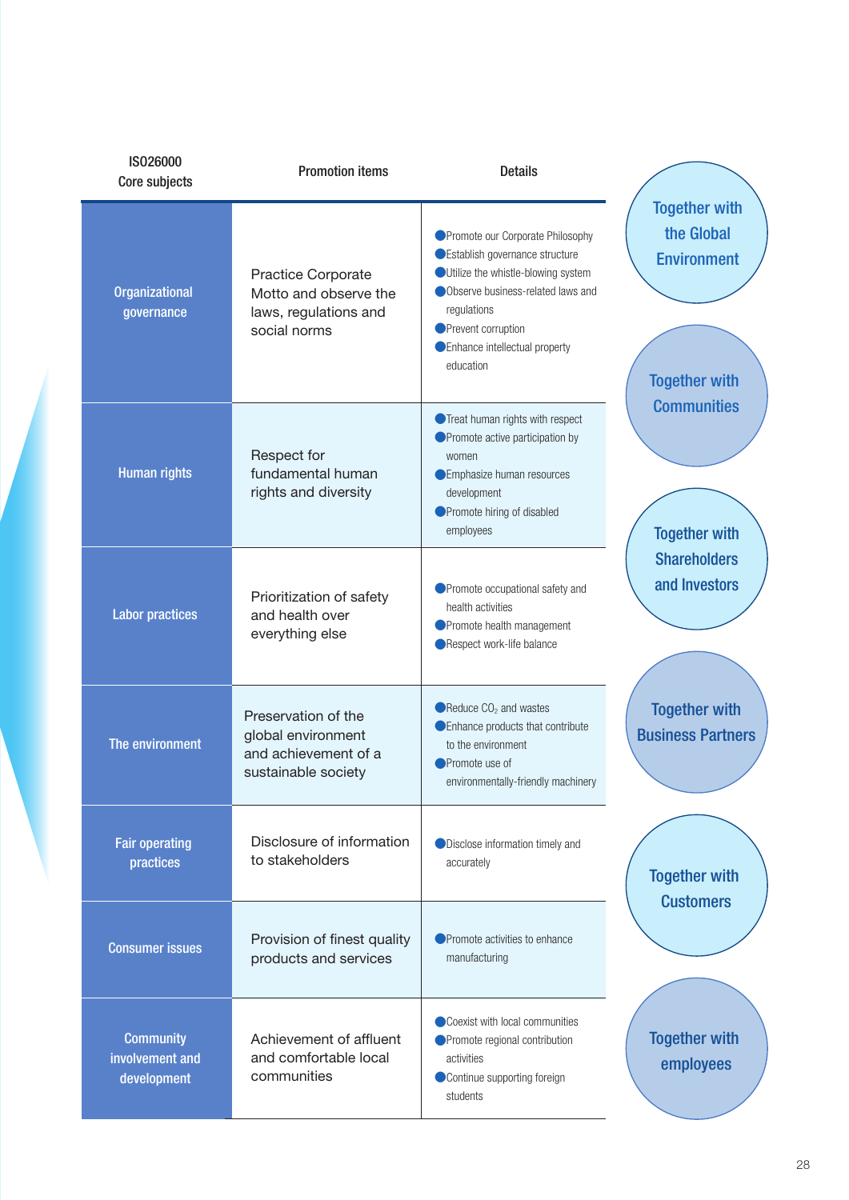| ISO26000 Core subjects | Promotion items | Details |
|---|---|---|
| Organizational governance | Practice Corporate Motto and observe the laws, regulations and social norms | ● Promote our Corporate Philosophy<br>● Establish governance structure<br>● Utilize the whistle-blowing system<br>● Observe business-related laws and regulations<br>● Prevent corruption<br>● Enhance intellectual property education |
| Human rights | Respect for fundamental human rights and diversity | ● Treat human rights with respect<br>● Promote active participation by women<br>● Emphasize human resources development<br>● Promote hiring of disabled employees |
| Labor practices | Prioritization of safety and health over everything else | ● Promote occupational safety and health activities<br>● Promote health management<br>● Respect work-life balance |
| The environment | Preservation of the global environment and achievement of a sustainable society | ● Reduce $CO_2$ and wastes<br>● Enhance products that contribute to the environment<br>● Promote use of environmentally-friendly machinery |
| Fair operating practices | Disclosure of information to stakeholders | ● Disclose information timely and accurately |
| Consumer issues | Provision of finest quality products and services | ● Promote activities to enhance manufacturing |
| Community involvement and development | Achievement of affluent and comfortable local communities | ● Coexist with local communities<br>● Promote regional contribution activities<br>● Continue supporting foreign students |

Together with the Global Environment

Together with Communities

Together with Shareholders and Investors

Together with Business Partners

Together with Customers

Together with employees